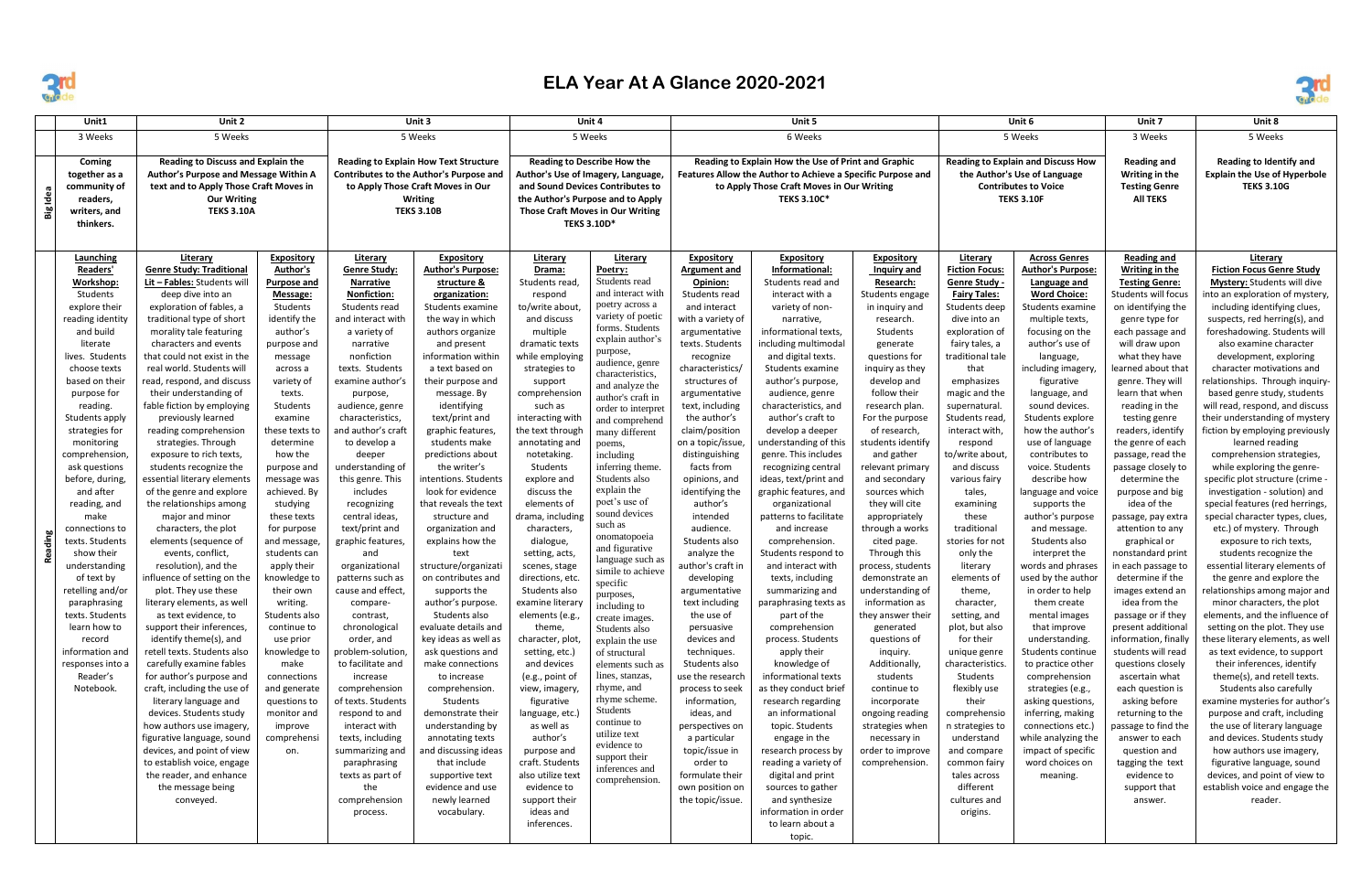# ELA Year At A Glance 2020-2021

| | Unit1 | Unit 2 | | Unit 3 | | Unit 4 | | Unit 5 | | | Unit 6 | | Unit 7 | Unit 8 |
|---|---|---|---|---|---|---|---|---|---|---|---|---|---|---|
| | 3 Weeks | 5 Weeks | | 5 Weeks | | 5 Weeks | | 6 Weeks | | | 5 Weeks | | 3 Weeks | 5 Weeks |
| **Big Idea** | **Coming together as a community of readers, writers, and thinkers.** | **Reading to Discuss and Explain the Author's Purpose and Message Within A text and to Apply Those Craft Moves in Our Writing TEKS 3.10A** | | **Reading to Explain How Text Structure Contributes to the Author's Purpose and to Apply Those Craft Moves in Our Writing TEKS 3.10B** | | **Reading to Describe How the Author's Use of Imagery, Language, and Sound Devices Contributes to the Author's Purpose and to Apply Those Craft Moves in Our Writing TEKS 3.10D*** | | **Reading to Explain How the Use of Print and Graphic Features Allow the Author to Achieve a Specific Purpose and to Apply Those Craft Moves in Our Writing TEKS 3.10C*** | | | **Reading to Explain and Discuss How the Author's Use of Language Contributes to Voice TEKS 3.10F** | | **Reading and Writing in the Testing Genre All TEKS** | **Reading to Identify and Explain the Use of Hyperbole TEKS 3.10G** |
| **Reading** | **Launching Readers' Workshop:** Students explore their reading identity and build literate lives. Students choose texts based on their purpose for reading. Students apply strategies for monitoring comprehension, ask questions before, during, and after reading, and make connections to texts. Students show their understanding of text by retelling and/or paraphrasing texts. Students learn how to record information and responses into a Reader's Notebook. | **Literary Genre Study: Traditional Lit – Fables:** Students will deep dive into an exploration of fables, a traditional type of short morality tale featuring characters and events that could not exist in the real world. Students will read, respond, and discuss their understanding of fable fiction by employing previously learned reading comprehension strategies. Through exposure to rich texts, students recognize the essential literary elements of the genre and explore the relationships among major and minor characters, the plot elements (sequence of events, conflict, resolution), and the influence of setting on the plot. They use these literary elements, as well as text evidence, to support their inferences, identify theme(s), and retell texts. Students also carefully examine fables for author's purpose and craft, including the use of literary language and devices. Students study how authors use imagery, figurative language, sound devices, and point of view to establish voice, engage the reader, and enhance the message being conveyed. | **Expository Author's Purpose and Message:** Students examine author's purpose and message across a variety of texts. Students examine these texts to determine how the purpose and message was achieved. By studying these texts for purpose and message, students can apply their knowledge to their own writing. Students also continue to use prior knowledge to make connections and generate questions to monitor and improve comprehension. | **Literary Genre Study: Narrative Nonfiction:** Students read and interact with a variety of narrative nonfiction texts. Students examine author's purpose, audience, genre characteristics, and author's craft to develop a deeper understanding of this genre. This includes recognizing central ideas, text/print and graphic features, and organizational patterns such as cause and effect, compare-contrast, chronological order, and problem-solution, to facilitate and increase comprehension of texts. Students respond to and interact with texts, including summarizing and paraphrasing texts as part of the comprehension process. | **Expository Author's Purpose: structure & organization:** Students examine the way in which authors organize and present information within a text based on their purpose and message. By identifying text/print and graphic features, students make predictions about the writer's intentions. Students also look for evidence that reveals the text structure and organization and explains how the text structure/organization contributes and supports the author's purpose. Students also evaluate details and key ideas as well as ask questions and make connections to increase comprehension. Students demonstrate their understanding by annotating texts and discussing ideas that include supportive text evidence and use newly learned vocabulary. | **Literary Drama:** Students read, respond to/write about, and discuss multiple dramatic texts while employing strategies to support comprehension such as interacting with the text through annotating and notetaking. Students explore and discuss the elements of drama, including characters, dialogue, setting, acts, scenes, stage directions, etc. Students also examine literary elements (e.g., theme, character, plot, setting, etc.) and devices (e.g., point of view, imagery, figurative language, etc.) as well as author's purpose and craft. Students also utilize text evidence to support their ideas and inferences. | **Literary Poetry:** Students read and interact with poetry across a variety of poetic forms. Students explain author's purpose, audience, genre characteristics, and analyze the author's craft in order to interpret and comprehend many different poems, including inferring theme. Students also explain the poet's use of sound devices such as onomatopoeia and figurative language such as simile to achieve specific purposes, including to create images. Students also explain the use of structural elements such as lines, stanzas, rhyme, and rhyme scheme. Students continue to utilize text evidence to support their inferences and comprehension. | **Expository Argument and Opinion:** Students read and interact with a variety of argumentative texts. Students recognize characteristics/structures of argumentative text, including the claim/position on a topic/issue, distinguishing facts from opinions, and identifying the author's intended audience. Students also analyze the author's craft in developing argumentative text including the use of persuasive devices and techniques. Students also use the research process to seek information, ideas, and perspectives on a particular topic/issue in order to formulate their own position on the topic/issue. | **Expository Informational:** Students read and interact with a variety of non-narrative, informational texts, including multimodal and digital texts. Students examine author's purpose, audience, genre characteristics, and author's craft to develop a deeper understanding of this genre. This includes recognizing central ideas, text/print and graphic features, and organizational patterns to facilitate and increase comprehension. Students respond to and interact with texts, including summarizing and paraphrasing texts as part of the comprehension process. Students apply their knowledge of informational texts as they conduct brief research regarding an informational topic. Students engage in the research process by reading a variety of digital and print sources to gather and synthesize information in order to learn about a topic. | **Expository Inquiry and Research:** Students engage in inquiry and research. Students generate questions for inquiry as they develop and follow their research plan. For the purpose of research, students identify and gather relevant primary and secondary sources which they will cite appropriately through a works cited page. Through this process, students demonstrate an understanding of information as they answer their generated questions of inquiry. Additionally, students continue to incorporate ongoing reading strategies when necessary in order to improve comprehension. | **Literary Fiction Focus: Genre Study - Fairy Tales:** Students deep dive into an exploration of fairy tales, a traditional tale that emphasizes magic and the supernatural. Students read, interact with, respond to/write about, and discuss various fairy tales, examining these traditional stories for not only the literary elements of theme, character, setting, and plot, but also unique genre characteristics. Students flexibly use their comprehension strategies to understand and compare common fairy tales across different cultures and origins. | **Across Genres Author's Purpose: Language and Word Choice:** Students examine multiple texts, focusing on the author's use of language, including imagery, figurative language, and sound devices. Students explore how the author's use of language contributes to voice. Students describe how language and voice supports the author's purpose and message. Students also interpret the words and phrases used by the author in order to help them create mental images that improve understanding. Students continue to practice other comprehension strategies (e.g., asking questions, inferring, making connections etc.) while analyzing the impact of specific word choices on meaning. | **Reading and Writing in the Testing Genre:** Students will focus on identifying the genre type for each passage and will draw upon what they have learned about that genre. They will learn that when reading in the testing genre readers, identify the genre of each passage, read the passage closely to determine the purpose and big idea of the passage, pay extra attention to any graphical or nonstandard print in each passage to determine if the images extend an idea from the passage or if they present additional information, finally students will read questions closely ascertain what each question is asking before returning to the passage to find the answer to each question and tagging the text evidence to support that answer. | **Literary Fiction Focus Genre Study Mystery:** Students will dive into an exploration of mystery, including identifying clues, suspects, red herring(s), and foreshadowing. Students will also examine character development, exploring character motivations and relationships. Through inquiry-based genre study, students will read, respond, and discuss their understanding of mystery fiction by employing previously learned reading comprehension strategies, while exploring the genre-specific plot structure (crime - investigation - solution) and special features (red herrings, special character types, clues, etc.) of mystery. Through exposure to rich texts, students recognize the essential literary elements of the genre and explore the relationships among major and minor characters, the plot elements, and the influence of setting on the plot. They use these literary elements, as well as text evidence, to support their inferences, identify theme(s), and retell texts. Students also carefully examine mysteries for author's purpose and craft, including the use of literary language and devices. Students study how authors use imagery, figurative language, sound devices, and point of view to establish voice and engage the reader. |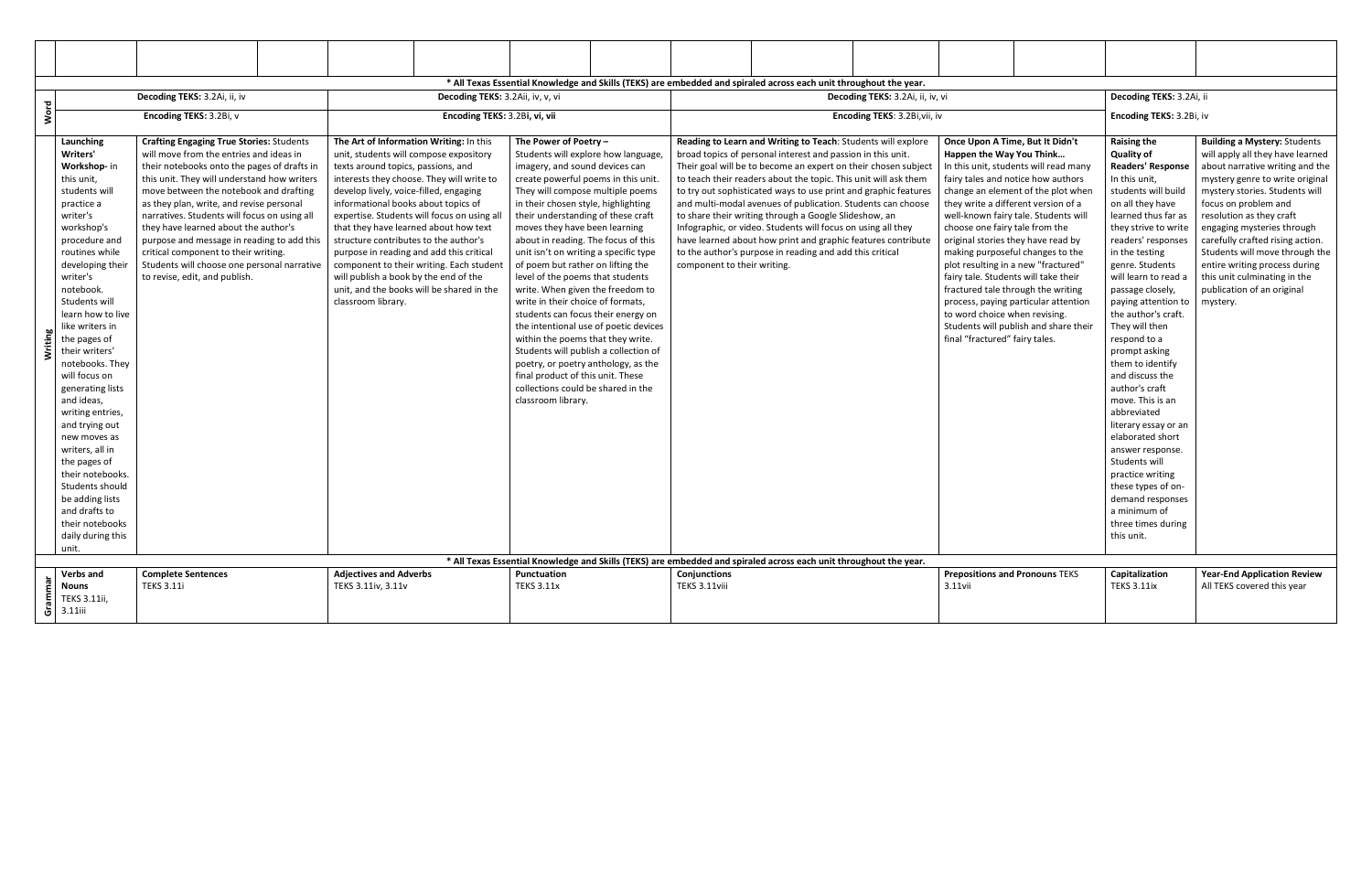| | | | | | | | | |
|---|---|---|---|---|---|---|---|---|
| | * All Texas Essential Knowledge and Skills (TEKS) are embedded and spiraled across each unit throughout the year. | | | | | | | |
| **Word** | **Decoding TEKS:** 3.2Ai, ii, iv<br><br>**Encoding TEKS:** 3.2Bi, v | | **Decoding TEKS:** 3.2Aii, iv, v, vi<br><br>**Encoding TEKS:** 3.2Bi, vi, vii | | **Decoding TEKS:** 3.2Ai, ii, iv, vi<br><br>**Encoding TEKS**: 3.2Bi,vii, iv | | **Decoding TEKS:** 3.2Ai, ii<br><br>**Encoding TEKS:** 3.2Bi, iv | |
| **Writing** | **Launching Writers' Workshop-** in this unit, students will practice a writer's workshop's procedure and routines while developing their writer's notebook. Students will learn how to live like writers in the pages of their writers' notebooks. They will focus on generating lists and ideas, writing entries, and trying out new moves as writers, all in the pages of their notebooks. Students should be adding lists and drafts to their notebooks daily during this unit. | **Crafting Engaging True Stories:** Students will move from the entries and ideas in their notebooks onto the pages of drafts in this unit. They will understand how writers move between the notebook and drafting as they plan, write, and revise personal narratives. Students will focus on using all they have learned about the author's purpose and message in reading to add this critical component to their writing. Students will choose one personal narrative to revise, edit, and publish. | **The Art of Information Writing:** In this unit, students will compose expository texts around topics, passions, and interests they choose. They will write to develop lively, voice-filled, engaging informational books about topics of expertise. Students will focus on using all that they have learned about how text structure contributes to the author's purpose in reading and add this critical component to their writing. Each student will publish a book by the end of the unit, and the books will be shared in the classroom library. | **The Power of Poetry –** Students will explore how language, imagery, and sound devices can create powerful poems in this unit. They will compose multiple poems in their chosen style, highlighting their understanding of these craft moves they have been learning about in reading. The focus of this unit isn't on writing a specific type of poem but rather on lifting the level of the poems that students write in their choice of formats, write. When given the freedom to students can focus their energy on the intentional use of poetic devices within the poems that they write. Students will publish a collection of poetry, or poetry anthology, as the final product of this unit. These collections could be shared in the classroom library. | **Reading to Learn and Writing to Teach**: Students will explore broad topics of personal interest and passion in this unit. Their goal will be to become an expert on their chosen subject to teach their readers about the topic. This unit will ask them to try out sophisticated ways to use print and graphic features and multi-modal avenues of publication. Students can choose to share their writing through a Google Slideshow, an Infographic, or video. Students will focus on using all they have learned about how print and graphic features contribute to the author's purpose in reading and add this critical component to their writing. | **Once Upon A Time, But It Didn't Happen the Way You Think…** In this unit, students will read many fairy tales and notice how authors change an element of the plot when they write a different version of a well-known fairy tale. Students will choose one fairy tale from the original stories they have read by making purposeful changes to the plot resulting in a new "fractured" fairy tale. Students will take their fractured tale through the writing process, paying particular attention to word choice when revising. Students will publish and share their final "fractured" fairy tales. | **Raising the Quality of Readers' Response** In this unit, students will build on all they have learned thus far as they strive to write readers' responses in the testing genre. Students will learn to read a passage closely, paying attention to the author's craft. They will then respond to a prompt asking them to identify and discuss the author's craft move. This is an abbreviated literary essay or an elaborated short answer response. Students will practice writing these types of on-demand responses a minimum of three times during this unit. | **Building a Mystery:** Students will apply all they have learned about narrative writing and the mystery genre to write original mystery stories. Students will focus on problem and resolution as they craft engaging mysteries through carefully crafted rising action. Students will move through the entire writing process during this unit culminating in the publication of an original mystery. |
| | * All Texas Essential Knowledge and Skills (TEKS) are embedded and spiraled across each unit throughout the year. | | | | | | | |
| **Grammar** | **Verbs and Nouns**<br>TEKS 3.11ii, 3.11iii | **Complete Sentences**<br>TEKS 3.11i | **Adjectives and Adverbs**<br>TEKS 3.11iv, 3.11v | **Punctuation**<br>TEKS 3.11x | **Conjunctions**<br>TEKS 3.11viii | **Prepositions and Pronouns** TEKS 3.11vii | **Capitalization**<br>TEKS 3.11ix | **Year-End Application Review**<br>All TEKS covered this year |